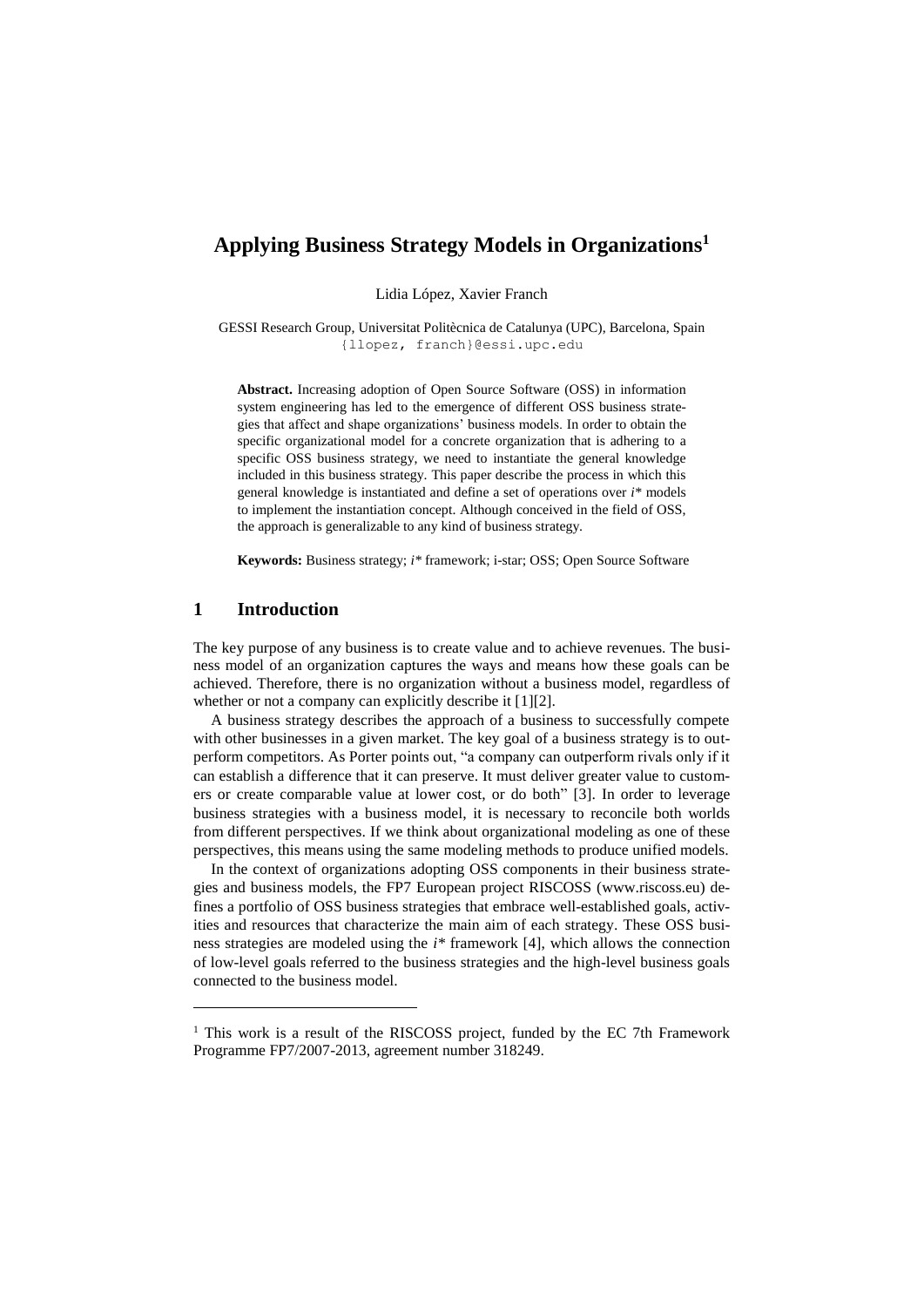# Applying Business Strategy Models in Organizations[1]

Lidia López, Xavier Franch

GESSI Research Group, Universitat Politècnica de Catalunya (UPC), Barcelona, Spain
{llopez, franch}@essi.upc.edu

**Abstract.** Increasing adoption of Open Source Software (OSS) in information system engineering has led to the emergence of different OSS business strategies that affect and shape organizations' business models. In order to obtain the specific organizational model for a concrete organization that is adhering to a specific OSS business strategy, we need to instantiate the general knowledge included in this business strategy. This paper describe the process in which this general knowledge is instantiated and define a set of operations over *i\** models to implement the instantiation concept. Although conceived in the field of OSS, the approach is generalizable to any kind of business strategy.

**Keywords:** Business strategy; *i\** framework; i-star; OSS; Open Source Software

## 1 Introduction

The key purpose of any business is to create value and to achieve revenues. The business model of an organization captures the ways and means how these goals can be achieved. Therefore, there is no organization without a business model, regardless of whether or not a company can explicitly describe it [1][2].

A business strategy describes the approach of a business to successfully compete with other businesses in a given market. The key goal of a business strategy is to outperform competitors. As Porter points out, "a company can outperform rivals only if it can establish a difference that it can preserve. It must deliver greater value to customers or create comparable value at lower cost, or do both" [3]. In order to leverage business strategies with a business model, it is necessary to reconcile both worlds from different perspectives. If we think about organizational modeling as one of these perspectives, this means using the same modeling methods to produce unified models.

In the context of organizations adopting OSS components in their business strategies and business models, the FP7 European project RISCOSS (www.riscoss.eu) defines a portfolio of OSS business strategies that embrace well-established goals, activities and resources that characterize the main aim of each strategy. These OSS business strategies are modeled using the *i\** framework [4], which allows the connection of low-level goals referred to the business strategies and the high-level business goals connected to the business model.

---

[1] This work is a result of the RISCOSS project, funded by the EC 7th Framework Programme FP7/2007-2013, agreement number 318249.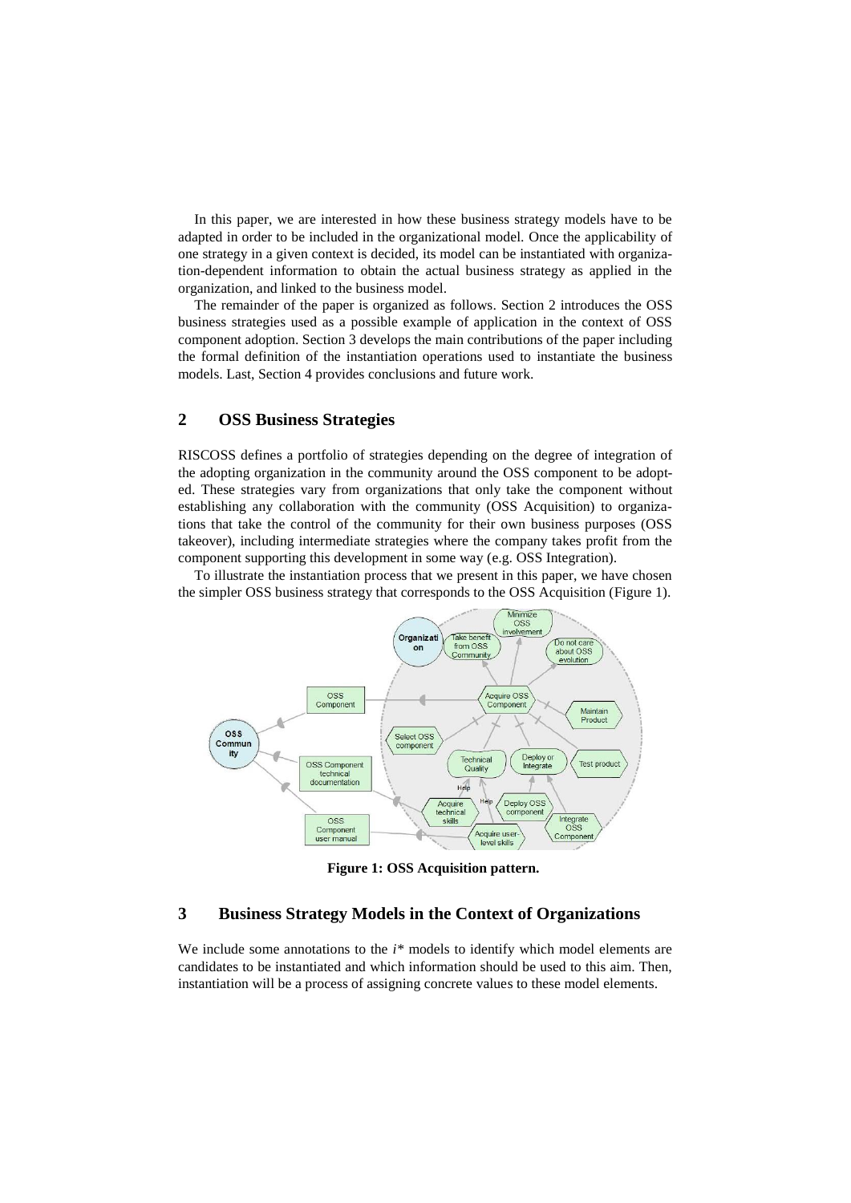In this paper, we are interested in how these business strategy models have to be adapted in order to be included in the organizational model. Once the applicability of one strategy in a given context is decided, its model can be instantiated with organization-dependent information to obtain the actual business strategy as applied in the organization, and linked to the business model.

The remainder of the paper is organized as follows. Section 2 introduces the OSS business strategies used as a possible example of application in the context of OSS component adoption. Section 3 develops the main contributions of the paper including the formal definition of the instantiation operations used to instantiate the business models. Last, Section 4 provides conclusions and future work.

## 2 OSS Business Strategies

RISCOSS defines a portfolio of strategies depending on the degree of integration of the adopting organization in the community around the OSS component to be adopted. These strategies vary from organizations that only take the component without establishing any collaboration with the community (OSS Acquisition) to organizations that take the control of the community for their own business purposes (OSS takeover), including intermediate strategies where the company takes profit from the component supporting this development in some way (e.g. OSS Integration).

To illustrate the instantiation process that we present in this paper, we have chosen the simpler OSS business strategy that corresponds to the OSS Acquisition (Figure 1).

**Figure 1: OSS Acquisition pattern.**

## 3 Business Strategy Models in the Context of Organizations

We include some annotations to the *i\** models to identify which model elements are candidates to be instantiated and which information should be used to this aim. Then, instantiation will be a process of assigning concrete values to these model elements.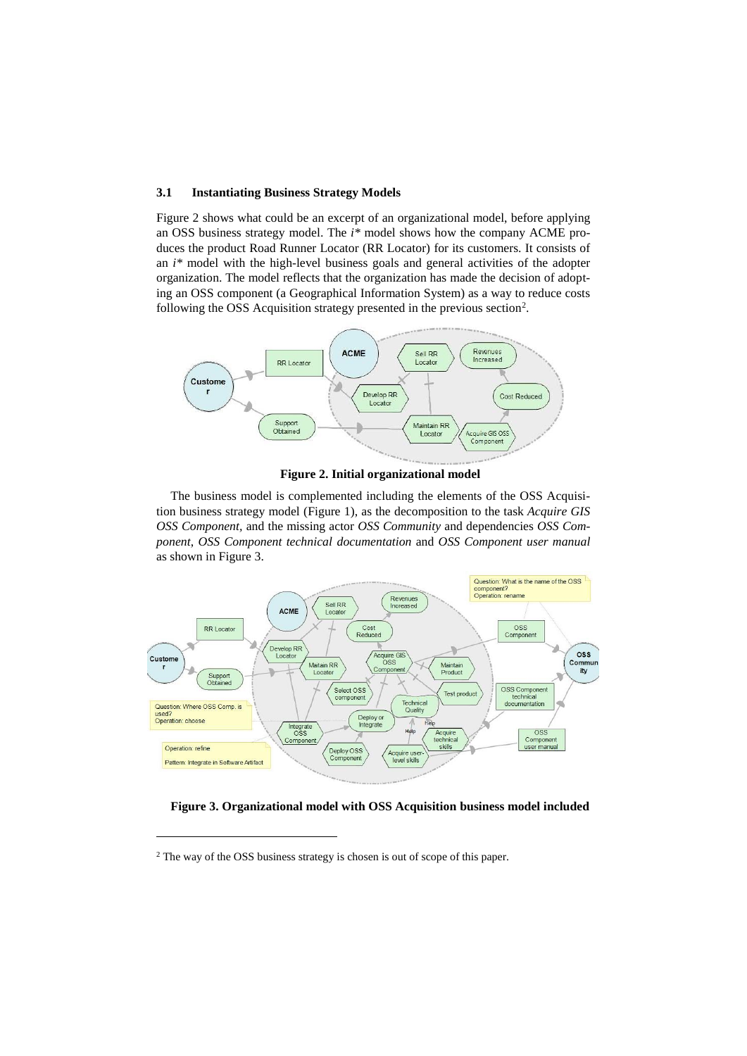### 3.1 Instantiating Business Strategy Models

Figure 2 shows what could be an excerpt of an organizational model, before applying an OSS business strategy model. The *i** model shows how the company ACME produces the product Road Runner Locator (RR Locator) for its customers. It consists of an *i** model with the high-level business goals and general activities of the adopter organization. The model reflects that the organization has made the decision of adopting an OSS component (a Geographical Information System) as a way to reduce costs following the OSS Acquisition strategy presented in the previous section[2].

**Figure 2. Initial organizational model**

The business model is complemented including the elements of the OSS Acquisition business strategy model (Figure 1), as the decomposition to the task *Acquire GIS OSS Component*, and the missing actor *OSS Community* and dependencies *OSS Component*, *OSS Component technical documentation* and *OSS Component user manual* as shown in Figure 3.

**Figure 3. Organizational model with OSS Acquisition business model included**

[2] The way of the OSS business strategy is chosen is out of scope of this paper.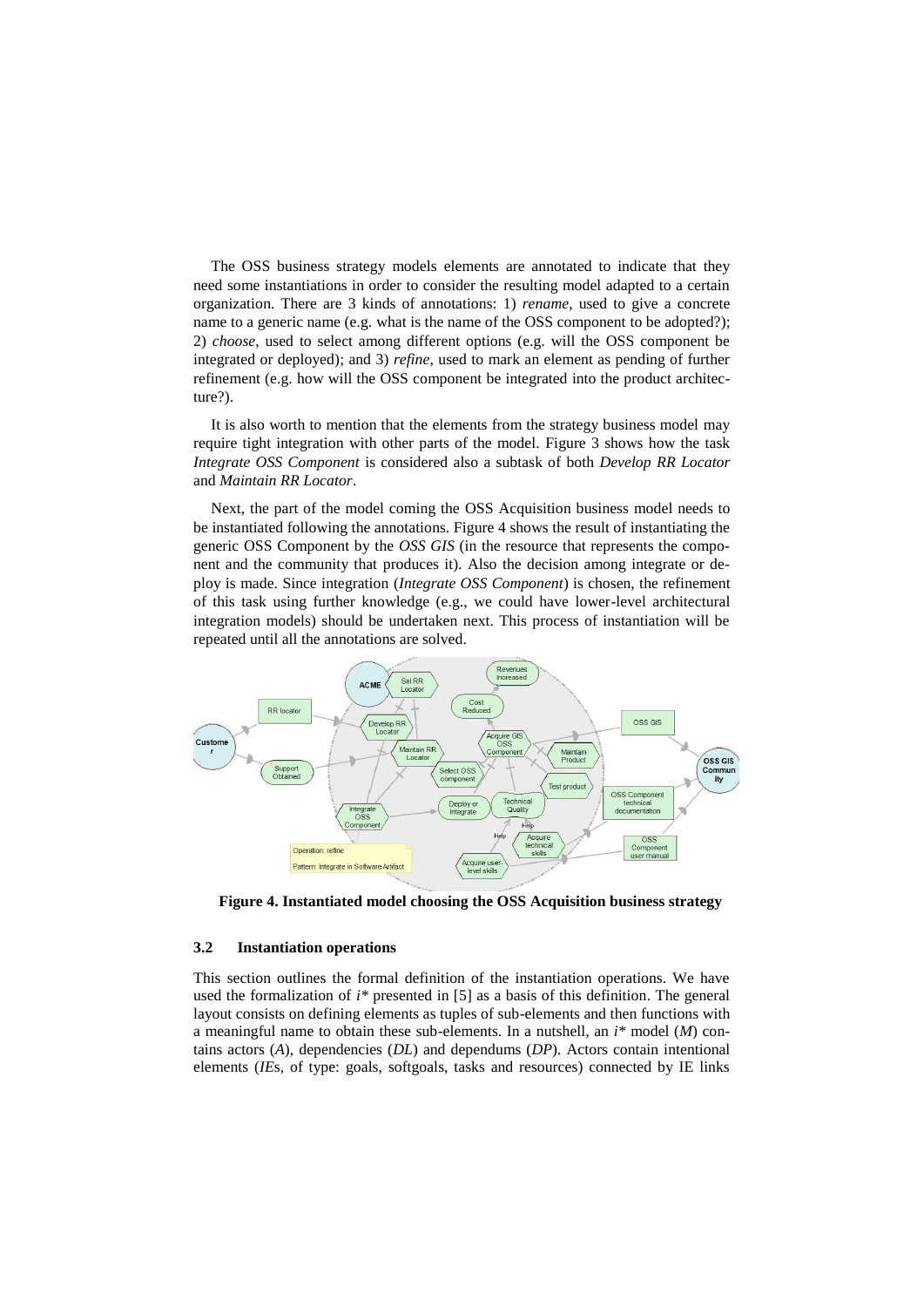The OSS business strategy models elements are annotated to indicate that they need some instantiations in order to consider the resulting model adapted to a certain organization. There are 3 kinds of annotations: 1) *rename*, used to give a concrete name to a generic name (e.g. what is the name of the OSS component to be adopted?); 2) *choose*, used to select among different options (e.g. will the OSS component be integrated or deployed); and 3) *refine*, used to mark an element as pending of further refinement (e.g. how will the OSS component be integrated into the product architecture?).

It is also worth to mention that the elements from the strategy business model may require tight integration with other parts of the model. Figure 3 shows how the task *Integrate OSS Component* is considered also a subtask of both *Develop RR Locator* and *Maintain RR Locator*.

Next, the part of the model coming the OSS Acquisition business model needs to be instantiated following the annotations. Figure 4 shows the result of instantiating the generic OSS Component by the *OSS GIS* (in the resource that represents the component and the community that produces it). Also the decision among integrate or deploy is made. Since integration (*Integrate OSS Component*) is chosen, the refinement of this task using further knowledge (e.g., we could have lower-level architectural integration models) should be undertaken next. This process of instantiation will be repeated until all the annotations are solved.

**Figure 4. Instantiated model choosing the OSS Acquisition business strategy**

### 3.2 Instantiation operations

This section outlines the formal definition of the instantiation operations. We have used the formalization of *i\** presented in [5] as a basis of this definition. The general layout consists on defining elements as tuples of sub-elements and then functions with a meaningful name to obtain these sub-elements. In a nutshell, an *i\** model (*M*) contains actors (*A*), dependencies (*DL*) and dependums (*DP*). Actors contain intentional elements (*IEs*, of type: goals, softgoals, tasks and resources) connected by IE links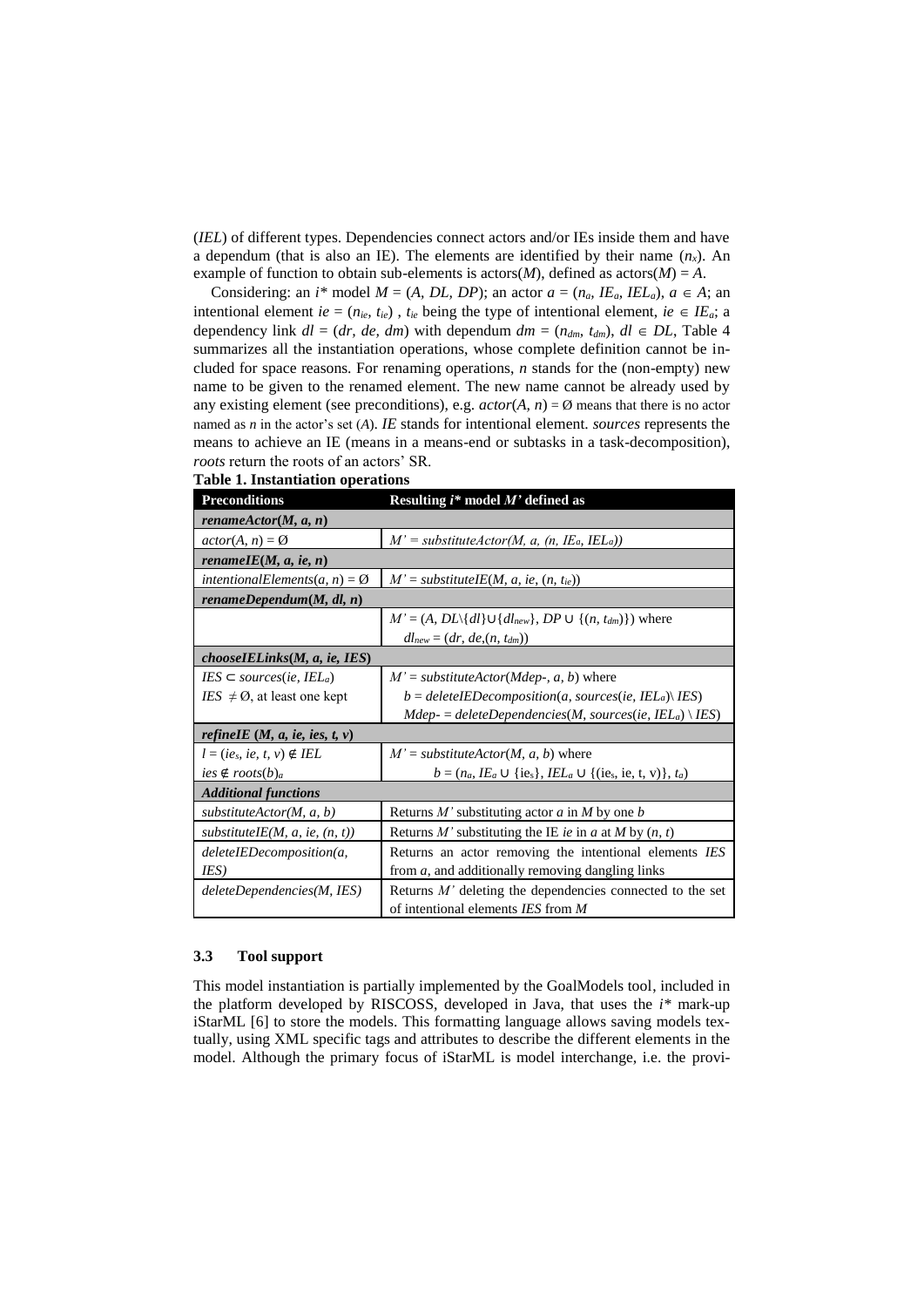(*IEL*) of different types. Dependencies connect actors and/or IEs inside them and have a dependum (that is also an IE). The elements are identified by their name ($n_x$). An example of function to obtain sub-elements is actors($M$), defined as actors($M$) = $A$.

Considering: an *i\** model $M = (A, DL, DP)$; an actor $a = (n_a, IE_a, IEL_a)$, $a \in A$; an intentional element $ie = (n_{ie}, t_{ie})$ , $t_{ie}$ being the type of intentional element, $ie \in IE_a$; a dependency link $dl = (dr, de, dm)$ with dependum $dm = (n_{dm}, t_{dm})$, $dl \in DL$, Table 4 summarizes all the instantiation operations, whose complete definition cannot be included for space reasons. For renaming operations, $n$ stands for the (non-empty) new name to be given to the renamed element. The new name cannot be already used by any existing element (see preconditions), e.g. $actor(A, n) = \emptyset$ means that there is no actor named as $n$ in the actor's set ($A$). *IE* stands for intentional element. *sources* represents the means to achieve an IE (means in a means-end or subtasks in a task-decomposition), *roots* return the roots of an actors' SR.

**Table 1. Instantiation operations**

| Preconditions | Resulting *i\** model *M'* defined as |
|---|---|
| ***renameActor(M, a, n)*** | |
| $actor(A, n) = \emptyset$ | $M' = substituteActor(M, a, (n, IE_a, IEL_a))$ |
| ***renameIE(M, a, ie, n)*** | |
| $intentionalElements(a, n) = \emptyset$ | $M' = substituteIE(M, a, ie, (n, t_{ie}))$ |
| ***renameDependum(M, dl, n)*** | |
| | $M' = (A, DL\setminus\{dl\}\cup\{dl_{new}\}, DP \cup \{(n, t_{dm})\})$ where $dl_{new} = (dr, de,(n, t_{dm}))$ |
| ***chooseIELinks(M, a, ie, IES)*** | |
| $IES \subset sources(ie, IEL_a)$ <br> $IES \neq \emptyset$, at least one kept | $M' = substituteActor(Mdep\text{-}, a, b)$ where <br> $b = deleteIEDecomposition(a, sources(ie, IEL_a)\setminus IES)$ <br> $Mdep\text{-} = deleteDependencies(M, sources(ie, IEL_a) \setminus IES)$ |
| ***refineIE (M, a, ie, ies, t, v)*** | |
| $l = (ie_s, ie, t, v) \notin IEL$ <br> $ies \notin roots(b)_a$ | $M' = substituteActor(M, a, b)$ where <br> $b = (n_a, IE_a \cup \{ie_s\}, IEL_a \cup \{(ie_s, ie, t, v)\}, t_a)$ |
| ***Additional functions*** | |
| *substituteActor(M, a, b)* | Returns *M'* substituting actor *a* in *M* by one *b* |
| *substituteIE(M, a, ie, (n, t))* | Returns *M'* substituting the IE *ie* in *a* at *M* by (*n*, *t*) |
| *deleteIEDecomposition(a, IES)* | Returns an actor removing the intentional elements *IES* from *a*, and additionally removing dangling links |
| *deleteDependencies(M, IES)* | Returns *M'* deleting the dependencies connected to the set of intentional elements *IES* from *M* |

### 3.3 Tool support

This model instantiation is partially implemented by the GoalModels tool, included in the platform developed by RISCOSS, developed in Java, that uses the *i\** mark-up iStarML [6] to store the models. This formatting language allows saving models textually, using XML specific tags and attributes to describe the different elements in the model. Although the primary focus of iStarML is model interchange, i.e. the provi-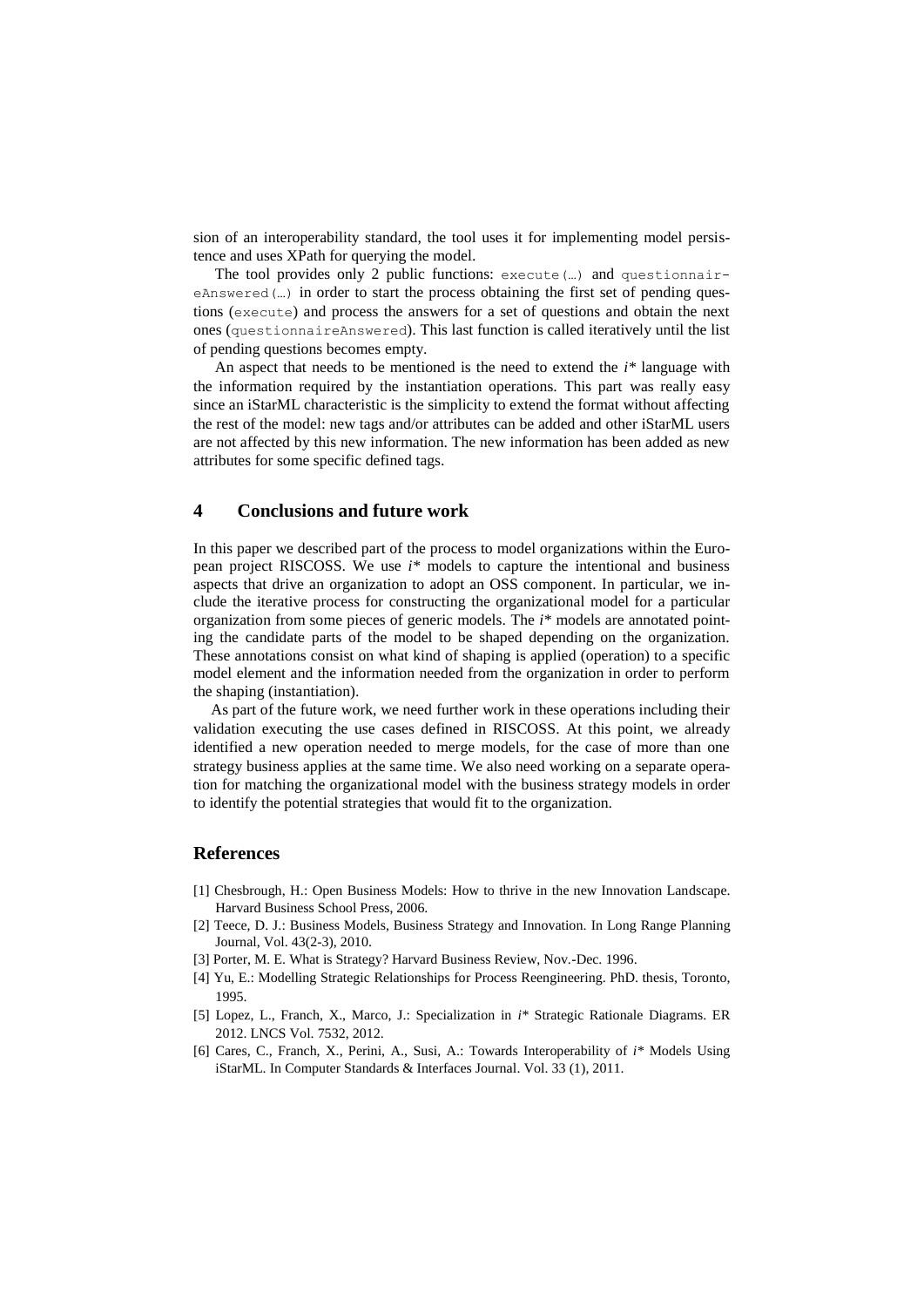sion of an interoperability standard, the tool uses it for implementing model persistence and uses XPath for querying the model.

The tool provides only 2 public functions: `execute(…)` and `questionnaireAnswered(…)` in order to start the process obtaining the first set of pending questions (`execute`) and process the answers for a set of questions and obtain the next ones (`questionnaireAnswered`). This last function is called iteratively until the list of pending questions becomes empty.

An aspect that needs to be mentioned is the need to extend the *i*\* language with the information required by the instantiation operations. This part was really easy since an iStarML characteristic is the simplicity to extend the format without affecting the rest of the model: new tags and/or attributes can be added and other iStarML users are not affected by this new information. The new information has been added as new attributes for some specific defined tags.

## 4 Conclusions and future work

In this paper we described part of the process to model organizations within the European project RISCOSS. We use *i*\* models to capture the intentional and business aspects that drive an organization to adopt an OSS component. In particular, we include the iterative process for constructing the organizational model for a particular organization from some pieces of generic models. The *i*\* models are annotated pointing the candidate parts of the model to be shaped depending on the organization. These annotations consist on what kind of shaping is applied (operation) to a specific model element and the information needed from the organization in order to perform the shaping (instantiation).

As part of the future work, we need further work in these operations including their validation executing the use cases defined in RISCOSS. At this point, we already identified a new operation needed to merge models, for the case of more than one strategy business applies at the same time. We also need working on a separate operation for matching the organizational model with the business strategy models in order to identify the potential strategies that would fit to the organization.

## References

[1] Chesbrough, H.: Open Business Models: How to thrive in the new Innovation Landscape. Harvard Business School Press, 2006.

[2] Teece, D. J.: Business Models, Business Strategy and Innovation. In Long Range Planning Journal, Vol. 43(2-3), 2010.

[3] Porter, M. E. What is Strategy? Harvard Business Review, Nov.-Dec. 1996.

[4] Yu, E.: Modelling Strategic Relationships for Process Reengineering. PhD. thesis, Toronto, 1995.

[5] Lopez, L., Franch, X., Marco, J.: Specialization in *i*\* Strategic Rationale Diagrams. ER 2012. LNCS Vol. 7532, 2012.

[6] Cares, C., Franch, X., Perini, A., Susi, A.: Towards Interoperability of *i*\* Models Using iStarML. In Computer Standards & Interfaces Journal. Vol. 33 (1), 2011.